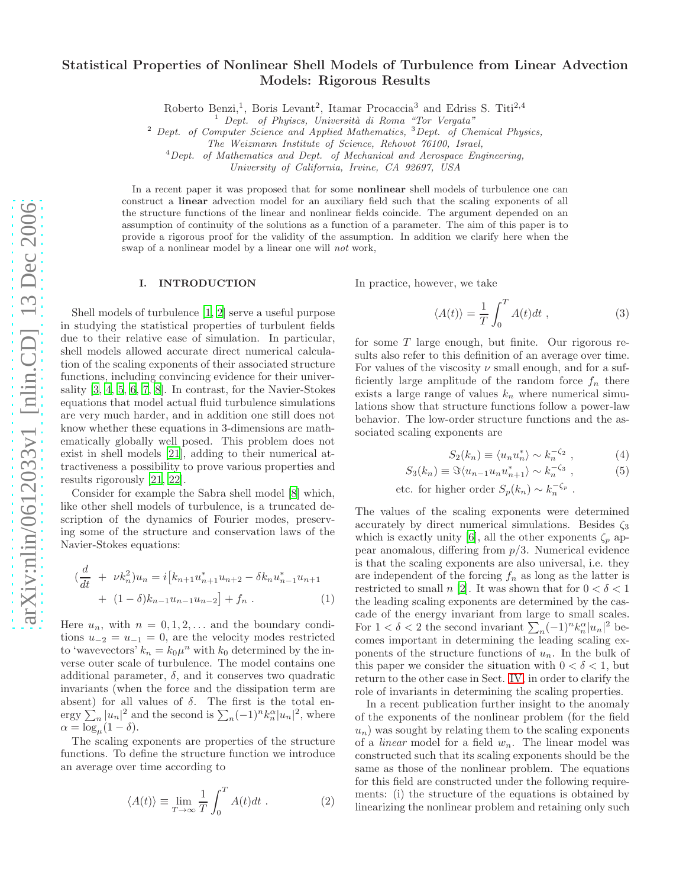# Statistical Properties of Nonlinear Shell Models of Turbulence from Linear Advection Models: Rigorous Results

Roberto Benzi,[1], Boris Levant[2], Itamar Procaccia[3] and Edriss S. Titi[2,4]

[1] Dept. of Phyiscs, Università di Roma "Tor Vergata"
[2] Dept. of Computer Science and Applied Mathematics, [3]Dept. of Chemical Physics, The Weizmann Institute of Science, Rehovot 76100, Israel,
[4]Dept. of Mathematics and Dept. of Mechanical and Aerospace Engineering, University of California, Irvine, CA 92697, USA

In a recent paper it was proposed that for some **nonlinear** shell models of turbulence one can construct a **linear** advection model for an auxiliary field such that the scaling exponents of all the structure functions of the linear and nonlinear fields coincide. The argument depended on an assumption of continuity of the solutions as a function of a parameter. The aim of this paper is to provide a rigorous proof for the validity of the assumption. In addition we clarify here when the swap of a nonlinear model by a linear one will *not* work,

## I. INTRODUCTION

Shell models of turbulence [1, 2] serve a useful purpose in studying the statistical properties of turbulent fields due to their relative ease of simulation. In particular, shell models allowed accurate direct numerical calculation of the scaling exponents of their associated structure functions, including convincing evidence for their universality [3, 4, 5, 6, 7, 8]. In contrast, for the Navier-Stokes equations that model actual fluid turbulence simulations are very much harder, and in addition one still does not know whether these equations in 3-dimensions are mathematically globally well posed. This problem does not exist in shell models [21], adding to their numerical attractiveness a possibility to prove various properties and results rigorously [21, 22].

Consider for example the Sabra shell model [8] which, like other shell models of turbulence, is a truncated description of the dynamics of Fourier modes, preserving some of the structure and conservation laws of the Navier-Stokes equations:

$$
\begin{aligned}
(\frac{d}{dt} \;+\; \nu k_n^2) u_n = i\big[&k_{n+1}u_{n+1}^* u_{n+2} - \delta k_n u_{n-1}^* u_{n+1} \\
&+ \;(1-\delta) k_{n-1} u_{n-1} u_{n-2}\big] + f_n \; . \qquad (1)
\end{aligned}
$$

Here $u_n$, with $n = 0, 1, 2, \ldots$ and the boundary conditions $u_{-2} = u_{-1} = 0$, are the velocity modes restricted to 'wavevectors' $k_n = k_0 \mu^n$ with $k_0$ determined by the inverse outer scale of turbulence. The model contains one additional parameter, $\delta$, and it conserves two quadratic invariants (when the force and the dissipation term are absent) for all values of $\delta$. The first is the total energy $\sum_n |u_n|^2$ and the second is $\sum_n (-1)^n k_n^\alpha |u_n|^2$, where $\alpha = \log_\mu(1-\delta)$.

The scaling exponents are properties of the structure functions. To define the structure function we introduce an average over time according to

$$
\langle A(t) \rangle \equiv \lim_{T\to\infty} \frac{1}{T}\int_0^T A(t)dt \; . \qquad (2)
$$

In practice, however, we take

$$
\langle A(t) \rangle = \frac{1}{T}\int_0^T A(t)dt \; , \qquad (3)
$$

for some $T$ large enough, but finite. Our rigorous results also refer to this definition of an average over time. For values of the viscosity $\nu$ small enough, and for a sufficiently large amplitude of the random force $f_n$ there exists a large range of values $k_n$ where numerical simulations show that structure functions follow a power-law behavior. The low-order structure functions and the associated scaling exponents are

$$
S_2(k_n) \equiv \langle u_n u_n^* \rangle \sim k_n^{-\zeta_2} \; , \qquad (4)
$$

$$
S_3(k_n) \equiv \Im \langle u_{n-1} u_n u_{n+1}^* \rangle \sim k_n^{-\zeta_3} \; , \qquad (5)
$$

$$
\text{etc. for higher order } S_p(k_n) \sim k_n^{-\zeta_p} \; .
$$

The values of the scaling exponents were determined accurately by direct numerical simulations. Besides $\zeta_3$ which is exactly unity [6], all the other exponents $\zeta_p$ appear anomalous, differing from $p/3$. Numerical evidence is that the scaling exponents are also universal, i.e. they are independent of the forcing $f_n$ as long as the latter is restricted to small $n$ [2]. It was shown that for $0 < \delta < 1$ the leading scaling exponents are determined by the cascade of the energy invariant from large to small scales. For $1 < \delta < 2$ the second invariant $\sum_n (-1)^n k_n^\alpha |u_n|^2$ becomes important in determining the leading scaling exponents of the structure functions of $u_n$. In the bulk of this paper we consider the situation with $0 < \delta < 1$, but return to the other case in Sect. IV, in order to clarify the role of invariants in determining the scaling properties.

In a recent publication further insight to the anomaly of the exponents of the nonlinear problem (for the field $u_n$) was sought by relating them to the scaling exponents of a *linear* model for a field $w_n$. The linear model was constructed such that its scaling exponents should be the same as those of the nonlinear problem. The equations for this field are constructed under the following requirements: (i) the structure of the equations is obtained by linearizing the nonlinear problem and retaining only such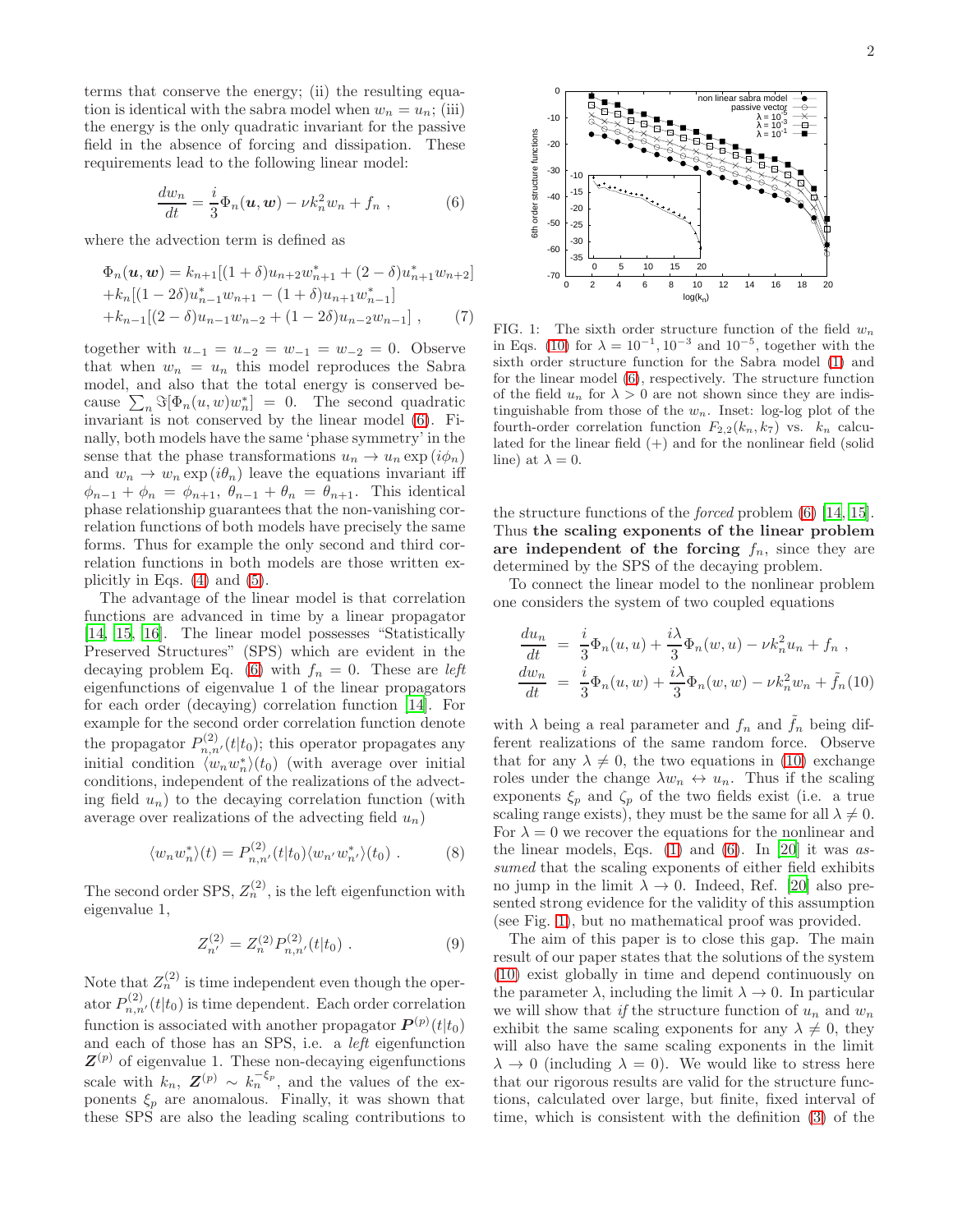terms that conserve the energy; (ii) the resulting equation is identical with the sabra model when $w_n = u_n$; (iii) the energy is the only quadratic invariant for the passive field in the absence of forcing and dissipation. These requirements lead to the following linear model:

$$\frac{dw_n}{dt} = \frac{i}{3}\Phi_n(\boldsymbol{u},\boldsymbol{w}) - \nu k_n^2 w_n + f_n \ , \tag{6}$$

where the advection term is defined as

$$\begin{aligned}
\Phi_n(\boldsymbol{u},\boldsymbol{w}) &= k_{n+1}[(1+\delta)u_{n+2}w^*_{n+1} + (2-\delta)u^*_{n+1}w_{n+2}] \\
&+ k_n[(1-2\delta)u^*_{n-1}w_{n+1} - (1+\delta)u_{n+1}w^*_{n-1}] \\
&+ k_{n-1}[(2-\delta)u_{n-1}w_{n-2} + (1-2\delta)u_{n-2}w_{n-1}] \ ,
\end{aligned} \tag{7}$$

together with $u_{-1} = u_{-2} = w_{-1} = w_{-2} = 0$. Observe that when $w_n = u_n$ this model reproduces the Sabra model, and also that the total energy is conserved because $\sum_n \Im[\Phi_n(u,w)w^*_n] = 0$. The second quadratic invariant is not conserved by the linear model (6). Finally, both models have the same 'phase symmetry' in the sense that the phase transformations $u_n \to u_n \exp(i\phi_n)$ and $w_n \to w_n \exp(i\theta_n)$ leave the equations invariant iff $\phi_{n-1} + \phi_n = \phi_{n+1}$, $\theta_{n-1} + \theta_n = \theta_{n+1}$. This identical phase relationship guarantees that the non-vanishing correlation functions of both models have precisely the same forms. Thus for example the only second and third correlation functions in both models are those written explicitly in Eqs. (4) and (5).

The advantage of the linear model is that correlation functions are advanced in time by a linear propagator [14, 15, 16]. The linear model possesses "Statistically Preserved Structures" (SPS) which are evident in the decaying problem Eq. (6) with $f_n = 0$. These are *left* eigenfunctions of eigenvalue 1 of the linear propagators for each order (decaying) correlation function [14]. For example for the second order correlation function denote the propagator $P^{(2)}_{n,n'}(t|t_0)$; this operator propagates any initial condition $\langle w_n w^*_n\rangle(t_0)$ (with average over initial conditions, independent of the realizations of the advecting field $u_n$) to the decaying correlation function (with average over realizations of the advecting field $u_n$)

$$\langle w_n w^*_n\rangle(t) = P^{(2)}_{n,n'}(t|t_0)\langle w_{n'} w^*_{n'}\rangle(t_0) \ . \tag{8}$$

The second order SPS, $Z^{(2)}_n$, is the left eigenfunction with eigenvalue 1,

$$Z^{(2)}_{n'} = Z^{(2)}_n P^{(2)}_{n,n'}(t|t_0) \ . \tag{9}$$

Note that $Z^{(2)}_n$ is time independent even though the operator $P^{(2)}_{n,n'}(t|t_0)$ is time dependent. Each order correlation function is associated with another propagator $\boldsymbol{P}^{(p)}(t|t_0)$ and each of those has an SPS, i.e. a *left* eigenfunction $\boldsymbol{Z}^{(p)}$ of eigenvalue 1. These non-decaying eigenfunctions scale with $k_n$, $\boldsymbol{Z}^{(p)} \sim k_n^{-\xi_p}$, and the values of the exponents $\xi_p$ are anomalous. Finally, it was shown that these SPS are also the leading scaling contributions to the structure functions of the *forced* problem (6) [14, 15]. Thus **the scaling exponents of the linear problem are independent of the forcing** $f_n$, since they are determined by the SPS of the decaying problem.

FIG. 1: The sixth order structure function of the field $w_n$ in Eqs. (10) for $\lambda = 10^{-1}, 10^{-3}$ and $10^{-5}$, together with the sixth order structure function for the Sabra model (1) and for the linear model (6), respectively. The structure function of the field $u_n$ for $\lambda > 0$ are not shown since they are indistinguishable from those of the $w_n$. Inset: log-log plot of the fourth-order correlation function $F_{2,2}(k_n, k_7)$ vs. $k_n$ calculated for the linear field (+) and for the nonlinear field (solid line) at $\lambda = 0$.

To connect the linear model to the nonlinear problem one considers the system of two coupled equations

$$\begin{aligned}
\frac{du_n}{dt} &= \frac{i}{3}\Phi_n(u,u) + \frac{i\lambda}{3}\Phi_n(w,u) - \nu k_n^2 u_n + f_n \ , \\
\frac{dw_n}{dt} &= \frac{i}{3}\Phi_n(u,w) + \frac{i\lambda}{3}\Phi_n(w,w) - \nu k_n^2 w_n + \tilde{f}_n
\end{aligned} \tag{10}$$

with $\lambda$ being a real parameter and $f_n$ and $\tilde{f}_n$ being different realizations of the same random force. Observe that for any $\lambda \neq 0$, the two equations in (10) exchange roles under the change $\lambda w_n \leftrightarrow u_n$. Thus if the scaling exponents $\xi_p$ and $\zeta_p$ of the two fields exist (i.e. a true scaling range exists), they must be the same for all $\lambda \neq 0$. For $\lambda = 0$ we recover the equations for the nonlinear and the linear models, Eqs. (1) and (6). In [20] it was *assumed* that the scaling exponents of either field exhibits no jump in the limit $\lambda \to 0$. Indeed, Ref. [20] also presented strong evidence for the validity of this assumption (see Fig. 1), but no mathematical proof was provided.

The aim of this paper is to close this gap. The main result of our paper states that the solutions of the system (10) exist globally in time and depend continuously on the parameter $\lambda$, including the limit $\lambda \to 0$. In particular we will show that *if* the structure function of $u_n$ and $w_n$ exhibit the same scaling exponents for any $\lambda \neq 0$, they will also have the same scaling exponents in the limit $\lambda \to 0$ (including $\lambda = 0$). We would like to stress here that our rigorous results are valid for the structure functions, calculated over large, but finite, fixed interval of time, which is consistent with the definition (3) of the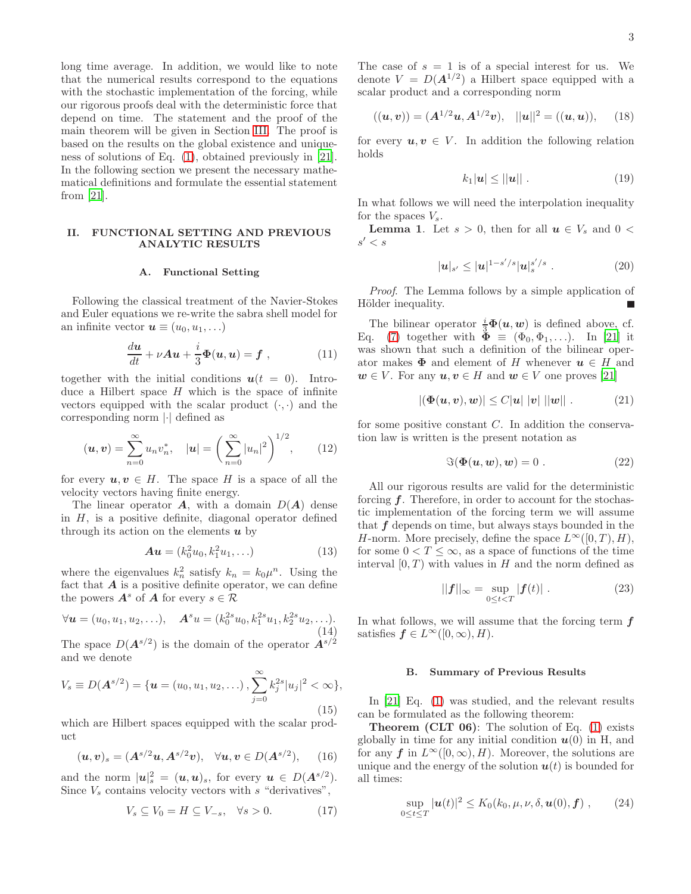long time average. In addition, we would like to note that the numerical results correspond to the equations with the stochastic implementation of the forcing, while our rigorous proofs deal with the deterministic force that depend on time. The statement and the proof of the main theorem will be given in Section III. The proof is based on the results on the global existence and uniqueness of solutions of Eq. (1), obtained previously in [21]. In the following section we present the necessary mathematical definitions and formulate the essential statement from [21].

## II. FUNCTIONAL SETTING AND PREVIOUS ANALYTIC RESULTS

### A. Functional Setting

Following the classical treatment of the Navier-Stokes and Euler equations we re-write the sabra shell model for an infinite vector $\boldsymbol{u} \equiv (u_0, u_1, \ldots)$

$$\frac{d\boldsymbol{u}}{dt} + \nu \boldsymbol{A}\boldsymbol{u} + \frac{i}{3}\boldsymbol{\Phi}(\boldsymbol{u}, \boldsymbol{u}) = \boldsymbol{f} \ , \tag{11}$$

together with the initial conditions $\boldsymbol{u}(t=0)$. Introduce a Hilbert space $H$ which is the space of infinite vectors equipped with the scalar product $(\cdot, \cdot)$ and the corresponding norm $|\cdot|$ defined as

$$(\boldsymbol{u}, \boldsymbol{v}) = \sum_{n=0}^{\infty} u_n v_n^*, \quad |\boldsymbol{u}| = \left( \sum_{n=0}^{\infty} |u_n|^2 \right)^{1/2}, \tag{12}$$

for every $\boldsymbol{u}, \boldsymbol{v} \in H$. The space $H$ is a space of all the velocity vectors having finite energy.

The linear operator $\boldsymbol{A}$, with a domain $D(\boldsymbol{A})$ dense in $H$, is a positive definite, diagonal operator defined through its action on the elements $\boldsymbol{u}$ by

$$\boldsymbol{A}\boldsymbol{u} = (k_0^2 u_0, k_1^2 u_1, \ldots) \tag{13}$$

where the eigenvalues $k_n^2$ satisfy $k_n = k_0 \mu^n$. Using the fact that $\boldsymbol{A}$ is a positive definite operator, we can define the powers $\boldsymbol{A}^s$ of $\boldsymbol{A}$ for every $s \in \mathcal{R}$

$$\forall \boldsymbol{u} = (u_0, u_1, u_2, \ldots), \quad \boldsymbol{A}^s u = (k_0^{2s} u_0, k_1^{2s} u_1, k_2^{2s} u_2, \ldots). \tag{14}$$

The space $D(\boldsymbol{A}^{s/2})$ is the domain of the operator $\boldsymbol{A}^{s/2}$ and we denote

$$V_s \equiv D(\boldsymbol{A}^{s/2}) = \{\boldsymbol{u} = (u_0, u_1, u_2, \ldots), \sum_{j=0}^{\infty} k_j^{2s} |u_j|^2 < \infty\}, \tag{15}$$

which are Hilbert spaces equipped with the scalar product

$$(\boldsymbol{u}, \boldsymbol{v})_s = (\boldsymbol{A}^{s/2}\boldsymbol{u}, \boldsymbol{A}^{s/2}\boldsymbol{v}), \quad \forall \boldsymbol{u}, \boldsymbol{v} \in D(\boldsymbol{A}^{s/2}), \tag{16}$$

and the norm $|\boldsymbol{u}|_s^2 = (\boldsymbol{u}, \boldsymbol{u})_s$, for every $\boldsymbol{u} \in D(\boldsymbol{A}^{s/2})$. Since $V_s$ contains velocity vectors with $s$ "derivatives",

$$V_s \subseteq V_0 = H \subseteq V_{-s}, \quad \forall s > 0. \tag{17}$$

The case of $s = 1$ is of a special interest for us. We denote $V = D(\boldsymbol{A}^{1/2})$ a Hilbert space equipped with a scalar product and a corresponding norm

$$((\boldsymbol{u}, \boldsymbol{v})) = (\boldsymbol{A}^{1/2}\boldsymbol{u}, \boldsymbol{A}^{1/2}\boldsymbol{v}), \quad ||\boldsymbol{u}||^2 = ((\boldsymbol{u}, \boldsymbol{u})), \tag{18}$$

for every $\boldsymbol{u}, \boldsymbol{v} \in V$. In addition the following relation holds

$$k_1 |\boldsymbol{u}| \leq ||\boldsymbol{u}|| \ . \tag{19}$$

In what follows we will need the interpolation inequality for the spaces $V_s$.

**Lemma 1**. Let $s > 0$, then for all $\boldsymbol{u} \in V_s$ and $0 < s' < s$

$$|\boldsymbol{u}|_{s'} \leq |\boldsymbol{u}|^{1-s'/s} |\boldsymbol{u}|_s^{s'/s} \ . \tag{20}$$

*Proof*. The Lemma follows by a simple application of Hölder inequality. ∎

The bilinear operator $\frac{i}{3}\boldsymbol{\Phi}(\boldsymbol{u}, \boldsymbol{w})$ is defined above, cf. Eq. (7) together with $\boldsymbol{\Phi} \equiv (\Phi_0, \Phi_1, \ldots)$. In [21] it was shown that such a definition of the bilinear operator makes $\boldsymbol{\Phi}$ and element of $H$ whenever $\boldsymbol{u} \in H$ and $\boldsymbol{w} \in V$. For any $\boldsymbol{u}, \boldsymbol{v} \in H$ and $\boldsymbol{w} \in V$ one proves [21]

$$|(\boldsymbol{\Phi}(\boldsymbol{u}, \boldsymbol{v}), \boldsymbol{w})| \leq C |\boldsymbol{u}| \ |\boldsymbol{v}| \ ||\boldsymbol{w}|| \ . \tag{21}$$

for some positive constant $C$. In addition the conservation law is written is the present notation as

$$\Im(\boldsymbol{\Phi}(\boldsymbol{u}, \boldsymbol{w}), \boldsymbol{w}) = 0 \ . \tag{22}$$

All our rigorous results are valid for the deterministic forcing $\boldsymbol{f}$. Therefore, in order to account for the stochastic implementation of the forcing term we will assume that $\boldsymbol{f}$ depends on time, but always stays bounded in the $H$-norm. More precisely, define the space $L^{\infty}([0, T), H)$, for some $0 < T \leq \infty$, as a space of functions of the time interval $[0, T)$ with values in $H$ and the norm defined as

$$||\boldsymbol{f}||_{\infty} = \sup_{0 \leq t < T} |\boldsymbol{f}(t)| \ . \tag{23}$$

In what follows, we will assume that the forcing term $\boldsymbol{f}$ satisfies $\boldsymbol{f} \in L^{\infty}([0, \infty), H)$.

### B. Summary of Previous Results

In [21] Eq. (1) was studied, and the relevant results can be formulated as the following theorem:

**Theorem (CLT 06)**: The solution of Eq. (1) exists globally in time for any initial condition $\boldsymbol{u}(0)$ in H, and for any $\boldsymbol{f}$ in $L^{\infty}([0, \infty), H)$. Moreover, the solutions are unique and the energy of the solution $\boldsymbol{u}(t)$ is bounded for all times:

$$\sup_{0 \leq t \leq T} |\boldsymbol{u}(t)|^2 \leq K_0(k_0, \mu, \nu, \delta, \boldsymbol{u}(0), \boldsymbol{f}) \ , \tag{24}$$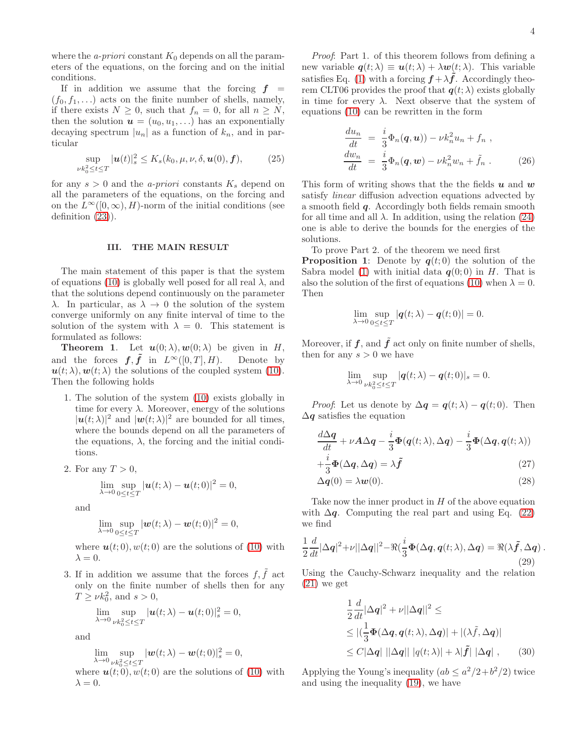where the *a-priori* constant $K_0$ depends on all the parameters of the equations, on the forcing and on the initial conditions.

If in addition we assume that the forcing $\boldsymbol{f} = (f_0, f_1, \ldots)$ acts on the finite number of shells, namely, if there exists $N \geq 0$, such that $f_n = 0$, for all $n \geq N$, then the solution $\boldsymbol{u} = (u_0, u_1, \ldots)$ has an exponentially decaying spectrum $|u_n|$ as a function of $k_n$, and in particular

$$\sup_{\nu k_0^2 \leq t \leq T} |\boldsymbol{u}(t)|_s^2 \leq K_s(k_0, \mu, \nu, \delta, \boldsymbol{u}(0), \boldsymbol{f}), \qquad (25)$$

for any $s > 0$ and the *a-priori* constants $K_s$ depend on all the parameters of the equations, on the forcing and on the $L^\infty([0,\infty), H)$-norm of the initial conditions (see definition (23)).

## III. THE MAIN RESULT

The main statement of this paper is that the system of equations (10) is globally well posed for all real $\lambda$, and that the solutions depend continuously on the parameter $\lambda$. In particular, as $\lambda \to 0$ the solution of the system converge uniformly on any finite interval of time to the solution of the system with $\lambda = 0$. This statement is formulated as follows:

**Theorem 1**. Let $\boldsymbol{u}(0;\lambda), \boldsymbol{w}(0;\lambda)$ be given in $H$, and the forces $\boldsymbol{f}, \tilde{\boldsymbol{f}}$ in $L^\infty([0,T], H)$. Denote by $\boldsymbol{u}(t;\lambda), \boldsymbol{w}(t;\lambda)$ the solutions of the coupled system (10). Then the following holds

1. The solution of the system (10) exists globally in time for every $\lambda$. Moreover, energy of the solutions $|\boldsymbol{u}(t;\lambda)|^2$ and $|\boldsymbol{w}(t;\lambda)|^2$ are bounded for all times, where the bounds depend on all the parameters of the equations, $\lambda$, the forcing and the initial conditions.

2. For any $T > 0$,
$$\lim_{\lambda\to 0} \sup_{0\leq t\leq T} |\boldsymbol{u}(t;\lambda) - \boldsymbol{u}(t;0)|^2 = 0,$$
and
$$\lim_{\lambda\to 0} \sup_{0\leq t\leq T} |\boldsymbol{w}(t;\lambda) - \boldsymbol{w}(t;0)|^2 = 0,$$
where $\boldsymbol{u}(t;0), w(t;0)$ are the solutions of (10) with $\lambda = 0$.

3. If in addition we assume that the forces $f, \tilde{f}$ act only on the finite number of shells then for any $T \geq \nu k_0^2$, and $s > 0$,
$$\lim_{\lambda\to 0} \sup_{\nu k_0^2\leq t\leq T} |\boldsymbol{u}(t;\lambda) - \boldsymbol{u}(t;0)|_s^2 = 0,$$
and
$$\lim_{\lambda\to 0} \sup_{\nu k_0^2\leq t\leq T} |\boldsymbol{w}(t;\lambda) - \boldsymbol{w}(t;0)|_s^2 = 0,$$
where $\boldsymbol{u}(t;0), w(t;0)$ are the solutions of (10) with $\lambda = 0$.

*Proof*: Part 1. of this theorem follows from defining a new variable $\boldsymbol{q}(t;\lambda) \equiv \boldsymbol{u}(t;\lambda) + \lambda\boldsymbol{w}(t;\lambda)$. This variable satisfies Eq. (1) with a forcing $\boldsymbol{f} + \lambda\tilde{\boldsymbol{f}}$. Accordingly theorem CLT06 provides the proof that $\boldsymbol{q}(t;\lambda)$ exists globally in time for every $\lambda$. Next observe that the system of equations (10) can be rewritten in the form

$$\begin{aligned}
\frac{du_n}{dt} &= \frac{i}{3}\Phi_n(\boldsymbol{q}, \boldsymbol{u})) - \nu k_n^2 u_n + f_n \ , \\
\frac{dw_n}{dt} &= \frac{i}{3}\Phi_n(\boldsymbol{q}, \boldsymbol{w}) - \nu k_n^2 w_n + \tilde{f}_n \ .
\end{aligned} \qquad (26)$$

This form of writing shows that the the fields $\boldsymbol{u}$ and $\boldsymbol{w}$ satisfy *linear* diffusion advection equations advected by a smooth field $\boldsymbol{q}$. Accordingly both fields remain smooth for all time and all $\lambda$. In addition, using the relation (24) one is able to derive the bounds for the energies of the solutions.

To prove Part 2. of the theorem we need first

**Proposition 1**: Denote by $\boldsymbol{q}(t;0)$ the solution of the Sabra model (1) with initial data $\boldsymbol{q}(0;0)$ in $H$. That is also the solution of the first of equations (10) when $\lambda = 0$. Then

$$\lim_{\lambda\to 0} \sup_{0\leq t\leq T} |\boldsymbol{q}(t;\lambda) - \boldsymbol{q}(t;0)| = 0.$$

Moreover, if $\boldsymbol{f}$, and $\tilde{\boldsymbol{f}}$ act only on finite number of shells, then for any $s > 0$ we have

$$\lim_{\lambda\to 0} \sup_{\nu k_0^2\leq t\leq T} |\boldsymbol{q}(t;\lambda) - \boldsymbol{q}(t;0)|_s = 0.$$

*Proof*: Let us denote by $\Delta\boldsymbol{q} = \boldsymbol{q}(t;\lambda) - \boldsymbol{q}(t;0)$. Then $\Delta\boldsymbol{q}$ satisfies the equation

$$\begin{aligned}
&\frac{d\Delta\boldsymbol{q}}{dt} + \nu\boldsymbol{A}\Delta\boldsymbol{q} - \frac{i}{3}\boldsymbol{\Phi}(\boldsymbol{q}(t;\lambda), \Delta\boldsymbol{q}) - \frac{i}{3}\boldsymbol{\Phi}(\Delta\boldsymbol{q}, \boldsymbol{q}(t;\lambda)) \\
&+\frac{i}{3}\boldsymbol{\Phi}(\Delta\boldsymbol{q}, \Delta\boldsymbol{q}) = \lambda\tilde{\boldsymbol{f}} \qquad (27) \\
&\Delta\boldsymbol{q}(0) = \lambda\boldsymbol{w}(0). \qquad (28)
\end{aligned}$$

Take now the inner product in $H$ of the above equation with $\Delta\boldsymbol{q}$. Computing the real part and using Eq. (22) we find

$$\frac{1}{2}\frac{d}{dt}|\Delta\boldsymbol{q}|^2 + \nu||\Delta\boldsymbol{q}||^2 - \Re(\frac{i}{3}\boldsymbol{\Phi}(\Delta\boldsymbol{q}, \boldsymbol{q}(t;\lambda), \Delta\boldsymbol{q}) = \Re(\lambda\tilde{\boldsymbol{f}}, \Delta\boldsymbol{q}) \ . \qquad (29)$$

Using the Cauchy-Schwarz inequality and the relation (21) we get

$$\begin{aligned}
&\frac{1}{2}\frac{d}{dt}|\Delta\boldsymbol{q}|^2 + \nu||\Delta\boldsymbol{q}||^2 \leq \\
&\leq |(\frac{1}{3}\boldsymbol{\Phi}(\Delta\boldsymbol{q}, \boldsymbol{q}(t;\lambda), \Delta\boldsymbol{q})| + |(\lambda\tilde{f}, \Delta\boldsymbol{q})| \\
&\leq C|\Delta\boldsymbol{q}| \ ||\Delta\boldsymbol{q}|| \ |q(t;\lambda)| + \lambda|\tilde{\boldsymbol{f}}| \ |\Delta\boldsymbol{q}| \ , \qquad (30)
\end{aligned}$$

Applying the Young's inequality ($ab \leq a^2/2 + b^2/2$) twice and using the inequality (19), we have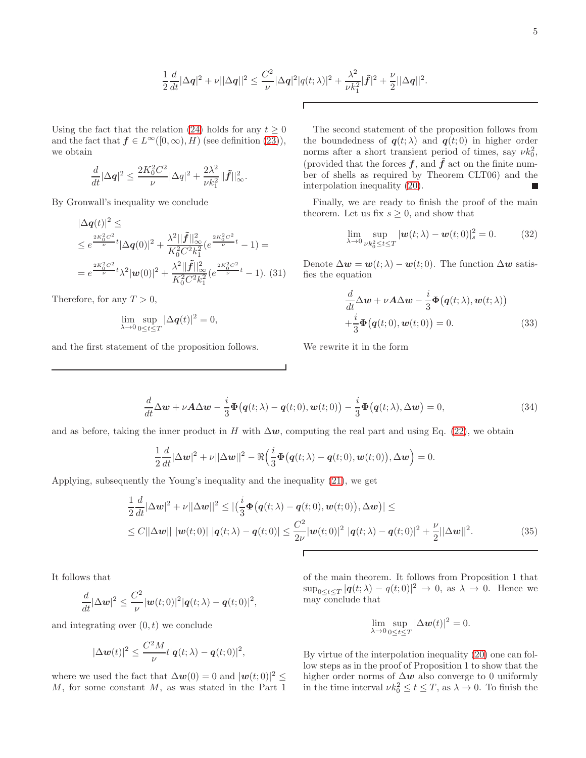$$\frac{1}{2}\frac{d}{dt}|\Delta \boldsymbol{q}|^2 + \nu||\Delta \boldsymbol{q}||^2 \le \frac{C^2}{\nu}|\Delta \boldsymbol{q}|^2 |q(t;\lambda)|^2 + \frac{\lambda^2}{\nu k_1^2}|\tilde{\boldsymbol{f}}|^2 + \frac{\nu}{2}||\Delta \boldsymbol{q}||^2.$$

Using the fact that the relation (24) holds for any $t \ge 0$ and the fact that $\boldsymbol{f} \in L^\infty([0,\infty), H)$ (see definition (23)), we obtain

$$\frac{d}{dt}|\Delta \boldsymbol{q}|^2 \le \frac{2K_0^2C^2}{\nu}|\Delta q|^2 + \frac{2\lambda^2}{\nu k_1^2}||\tilde{\boldsymbol{f}}||_\infty^2.$$

By Gronwall's inequality we conclude

$$\begin{aligned}
&|\Delta \boldsymbol{q}(t)|^2 \le \\
&\le e^{\frac{2K_0^2C^2}{\nu}t}|\Delta \boldsymbol{q}(0)|^2 + \frac{\lambda^2||\tilde{\boldsymbol{f}}||_\infty^2}{K_0^2C^2k_1^2}(e^{\frac{2K_0^2C^2}{\nu}t} - 1) = \\
&= e^{\frac{2K_0^2C^2}{\nu}t}\lambda^2|\boldsymbol{w}(0)|^2 + \frac{\lambda^2||\tilde{\boldsymbol{f}}||_\infty^2}{K_0^2C^2k_1^2}(e^{\frac{2K_0^2C^2}{\nu}t} - 1). \quad (31)
\end{aligned}$$

Therefore, for any $T > 0$,

$$\lim_{\lambda\to 0}\sup_{0\le t\le T}|\Delta \boldsymbol{q}(t)|^2 = 0,$$

and the first statement of the proposition follows.

The second statement of the proposition follows from the boundedness of $\boldsymbol{q}(t;\lambda)$ and $\boldsymbol{q}(t;0)$ in higher order norms after a short transient period of times, say $\nu k_0^2$, (provided that the forces $\boldsymbol{f}$, and $\tilde{\boldsymbol{f}}$ act on the finite number of shells as required by Theorem CLT06) and the interpolation inequality (20). ■

Finally, we are ready to finish the proof of the main theorem. Let us fix $s \ge 0$, and show that

$$\lim_{\lambda\to 0}\sup_{\nu k_0^2\le t\le T}|\boldsymbol{w}(t;\lambda) - \boldsymbol{w}(t;0)|_s^2 = 0. \quad (32)$$

Denote $\Delta \boldsymbol{w} = \boldsymbol{w}(t;\lambda) - \boldsymbol{w}(t;0)$. The function $\Delta \boldsymbol{w}$ satisfies the equation

$$\begin{aligned}
&\frac{d}{dt}\Delta \boldsymbol{w} + \nu \boldsymbol{A}\Delta \boldsymbol{w} - \frac{i}{3}\boldsymbol{\Phi}\big(\boldsymbol{q}(t;\lambda), \boldsymbol{w}(t;\lambda)\big) \\
&+ \frac{i}{3}\boldsymbol{\Phi}\big(\boldsymbol{q}(t;0), \boldsymbol{w}(t;0)\big) = 0. \quad (33)
\end{aligned}$$

We rewrite it in the form

$$\frac{d}{dt}\Delta \boldsymbol{w} + \nu \boldsymbol{A}\Delta \boldsymbol{w} - \frac{i}{3}\boldsymbol{\Phi}\big(\boldsymbol{q}(t;\lambda) - \boldsymbol{q}(t;0), \boldsymbol{w}(t;0)\big) - \frac{i}{3}\boldsymbol{\Phi}\big(\boldsymbol{q}(t;\lambda), \Delta \boldsymbol{w}\big) = 0, \quad (34)$$

and as before, taking the inner product in $H$ with $\Delta \boldsymbol{w}$, computing the real part and using Eq. (22), we obtain

$$\frac{1}{2}\frac{d}{dt}|\Delta \boldsymbol{w}|^2 + \nu||\Delta \boldsymbol{w}||^2 - \Re\Big(\frac{i}{3}\boldsymbol{\Phi}\big(\boldsymbol{q}(t;\lambda) - \boldsymbol{q}(t;0), \boldsymbol{w}(t;0)\big), \Delta \boldsymbol{w}\Big) = 0.$$

Applying, subsequently the Young's inequality and the inequality (21), we get

$$\begin{aligned}
&\frac{1}{2}\frac{d}{dt}|\Delta \boldsymbol{w}|^2 + \nu||\Delta \boldsymbol{w}||^2 \le |\big(\frac{i}{3}\boldsymbol{\Phi}\big(\boldsymbol{q}(t;\lambda) - \boldsymbol{q}(t;0), \boldsymbol{w}(t;0)\big), \Delta \boldsymbol{w}\big)| \le \\
&\le C||\Delta \boldsymbol{w}||\ |\boldsymbol{w}(t;0)|\ |\boldsymbol{q}(t;\lambda) - \boldsymbol{q}(t;0)| \le \frac{C^2}{2\nu}|\boldsymbol{w}(t;0)|^2\ |\boldsymbol{q}(t;\lambda) - \boldsymbol{q}(t;0)|^2 + \frac{\nu}{2}||\Delta \boldsymbol{w}||^2. \quad (35)
\end{aligned}$$

It follows that

$$\frac{d}{dt}|\Delta \boldsymbol{w}|^2 \le \frac{C^2}{\nu}|\boldsymbol{w}(t;0)|^2|\boldsymbol{q}(t;\lambda) - \boldsymbol{q}(t;0)|^2,$$

and integrating over $(0,t)$ we conclude

$$|\Delta \boldsymbol{w}(t)|^2 \le \frac{C^2M}{\nu}t|\boldsymbol{q}(t;\lambda) - \boldsymbol{q}(t;0)|^2,$$

where we used the fact that $\Delta \boldsymbol{w}(0) = 0$ and $|\boldsymbol{w}(t;0)|^2 \le M$, for some constant $M$, as was stated in the Part 1 of the main theorem. It follows from Proposition 1 that $\sup_{0\le t\le T}|\boldsymbol{q}(t;\lambda) - q(t;0)|^2 \to 0$, as $\lambda \to 0$. Hence we may conclude that

$$\lim_{\lambda\to 0}\sup_{0\le t\le T}|\Delta \boldsymbol{w}(t)|^2 = 0.$$

By virtue of the interpolation inequality (20) one can follow steps as in the proof of Proposition 1 to show that the higher order norms of $\Delta \boldsymbol{w}$ also converge to 0 uniformly in the time interval $\nu k_0^2 \le t \le T$, as $\lambda \to 0$. To finish the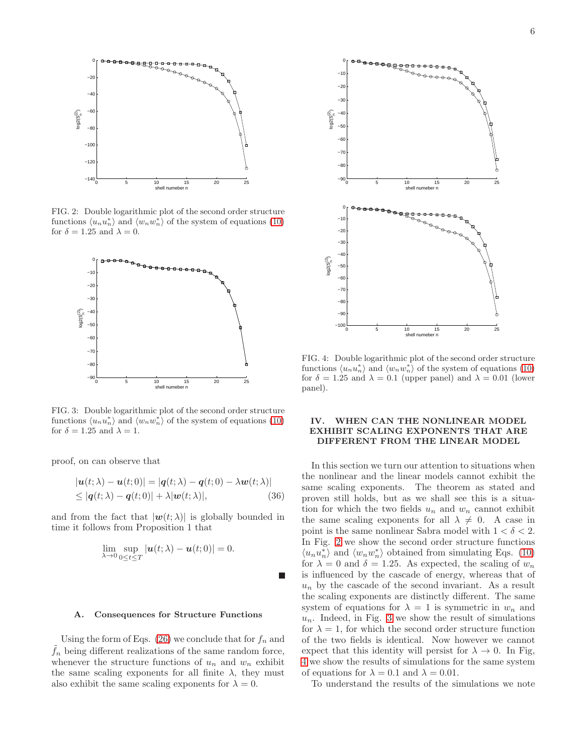FIG. 2: Double logarithmic plot of the second order structure functions $\langle u_n u_n^* \rangle$ and $\langle w_n w_n^* \rangle$ of the system of equations (10) for $\delta = 1.25$ and $\lambda = 0$.

FIG. 3: Double logarithmic plot of the second order structure functions $\langle u_n u_n^* \rangle$ and $\langle w_n w_n^* \rangle$ of the system of equations (10) for $\delta = 1.25$ and $\lambda = 1$.

proof, on can observe that

$$
\begin{aligned}
&|\boldsymbol{u}(t;\lambda) - \boldsymbol{u}(t;0)| = |\boldsymbol{q}(t;\lambda) - \boldsymbol{q}(t;0) - \lambda \boldsymbol{w}(t;\lambda)| \\
&\leq |\boldsymbol{q}(t;\lambda) - \boldsymbol{q}(t;0)| + \lambda |\boldsymbol{w}(t;\lambda)|, \qquad (36)
\end{aligned}
$$

and from the fact that $|\boldsymbol{w}(t;\lambda)|$ is globally bounded in time it follows from Proposition 1 that

$$
\lim_{\lambda \to 0} \sup_{0 \leq t \leq T} |\boldsymbol{u}(t;\lambda) - \boldsymbol{u}(t;0)| = 0.
$$

■

### A. Consequences for Structure Functions

Using the form of Eqs. (26) we conclude that for $f_n$ and $\tilde{f}_n$ being different realizations of the same random force, whenever the structure functions of $u_n$ and $w_n$ exhibit the same scaling exponents for all finite $\lambda$, they must also exhibit the same scaling exponents for $\lambda = 0$.

FIG. 4: Double logarithmic plot of the second order structure functions $\langle u_n u_n^* \rangle$ and $\langle w_n w_n^* \rangle$ of the system of equations (10) for $\delta = 1.25$ and $\lambda = 0.1$ (upper panel) and $\lambda = 0.01$ (lower panel).

## IV. WHEN CAN THE NONLINEAR MODEL EXHIBIT SCALING EXPONENTS THAT ARE DIFFERENT FROM THE LINEAR MODEL

In this section we turn our attention to situations when the nonlinear and the linear models cannot exhibit the same scaling exponents. The theorem as stated and proven still holds, but as we shall see this is a situation for which the two fields $u_n$ and $w_n$ cannot exhibit the same scaling exponents for all $\lambda \neq 0$. A case in point is the same nonlinear Sabra model with $1 < \delta < 2$. In Fig. 2 we show the second order structure functions $\langle u_n u_n^* \rangle$ and $\langle w_n w_n^* \rangle$ obtained from simulating Eqs. (10) for $\lambda = 0$ and $\delta = 1.25$. As expected, the scaling of $w_n$ is influenced by the cascade of energy, whereas that of $u_n$ by the cascade of the second invariant. As a result the scaling exponents are distinctly different. The same system of equations for $\lambda = 1$ is symmetric in $w_n$ and $u_n$. Indeed, in Fig. 3 we show the result of simulations for $\lambda = 1$, for which the second order structure function of the two fields is identical. Now however we cannot expect that this identity will persist for $\lambda \to 0$. In Fig, 4 we show the results of simulations for the same system of equations for $\lambda = 0.1$ and $\lambda = 0.01$.

To understand the results of the simulations we note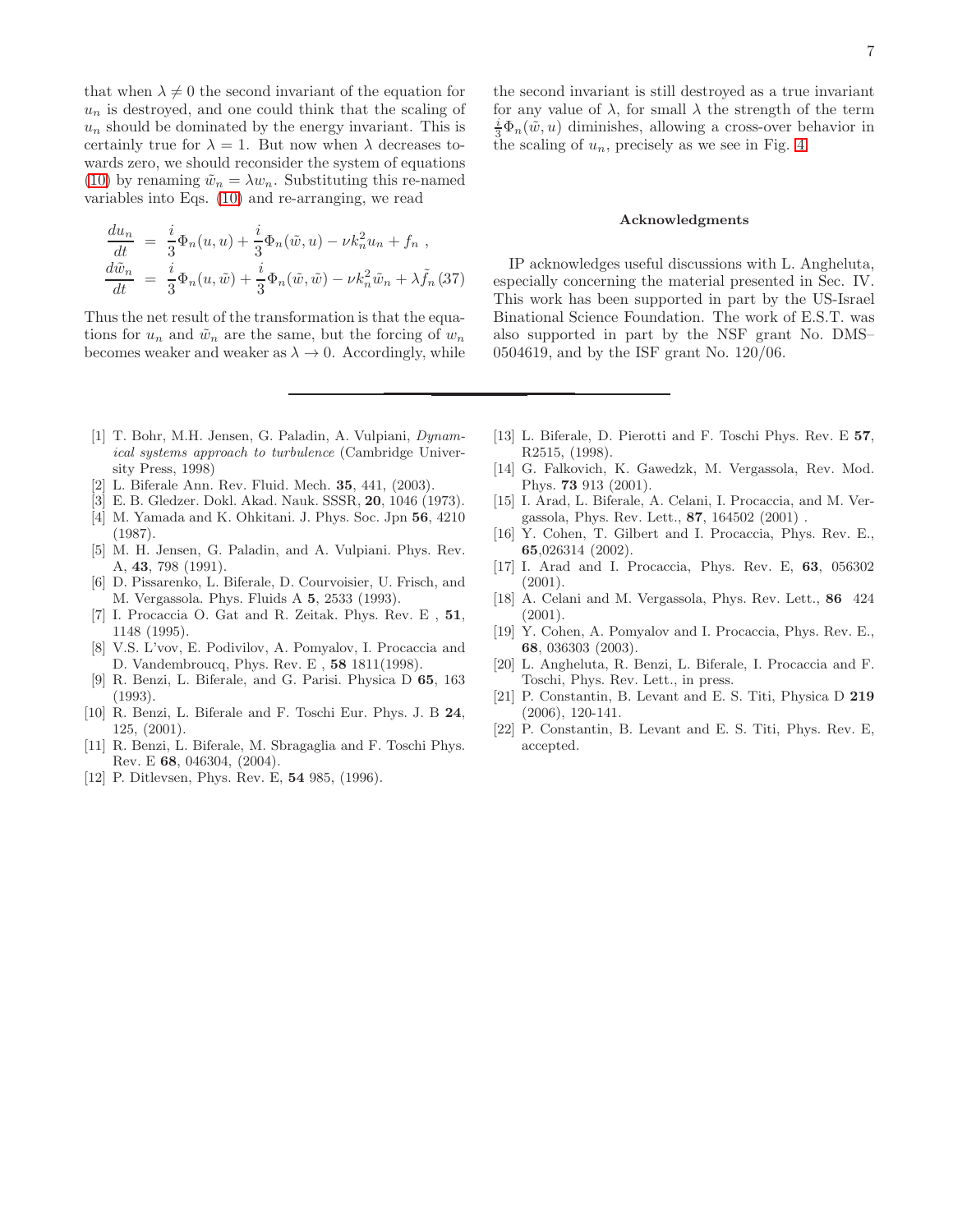that when $\lambda \neq 0$ the second invariant of the equation for $u_n$ is destroyed, and one could think that the scaling of $u_n$ should be dominated by the energy invariant. This is certainly true for $\lambda = 1$. But now when $\lambda$ decreases towards zero, we should reconsider the system of equations (10) by renaming $\tilde{w}_n = \lambda w_n$. Substituting this re-named variables into Eqs. (10) and re-arranging, we read

$$
\begin{aligned}
\frac{du_n}{dt} &= \frac{i}{3}\Phi_n(u,u) + \frac{i}{3}\Phi_n(\tilde{w},u) - \nu k_n^2 u_n + f_n \ , \\
\frac{d\tilde{w}_n}{dt} &= \frac{i}{3}\Phi_n(u,\tilde{w}) + \frac{i}{3}\Phi_n(\tilde{w},\tilde{w}) - \nu k_n^2 \tilde{w}_n + \lambda \tilde{f}_n
\end{aligned} \tag{37}
$$

Thus the net result of the transformation is that the equations for $u_n$ and $\tilde{w}_n$ are the same, but the forcing of $w_n$ becomes weaker and weaker as $\lambda \to 0$. Accordingly, while the second invariant is still destroyed as a true invariant for any value of $\lambda$, for small $\lambda$ the strength of the term $\frac{i}{3}\Phi_n(\tilde{w},u)$ diminishes, allowing a cross-over behavior in the scaling of $u_n$, precisely as we see in Fig. 4.

### Acknowledgments

IP acknowledges useful discussions with L. Angheluta, especially concerning the material presented in Sec. IV. This work has been supported in part by the US-Israel Binational Science Foundation. The work of E.S.T. was also supported in part by the NSF grant No. DMS–0504619, and by the ISF grant No. 120/06.

---

[1] T. Bohr, M.H. Jensen, G. Paladin, A. Vulpiani, *Dynamical systems approach to turbulence* (Cambridge University Press, 1998)

[2] L. Biferale Ann. Rev. Fluid. Mech. **35**, 441, (2003).

[3] E. B. Gledzer. Dokl. Akad. Nauk. SSSR, **20**, 1046 (1973).

[4] M. Yamada and K. Ohkitani. J. Phys. Soc. Jpn **56**, 4210 (1987).

[5] M. H. Jensen, G. Paladin, and A. Vulpiani. Phys. Rev. A, **43**, 798 (1991).

[6] D. Pissarenko, L. Biferale, D. Courvoisier, U. Frisch, and M. Vergassola. Phys. Fluids A **5**, 2533 (1993).

[7] I. Procaccia O. Gat and R. Zeitak. Phys. Rev. E , **51**, 1148 (1995).

[8] V.S. L'vov, E. Podivilov, A. Pomyalov, I. Procaccia and D. Vandembroucq, Phys. Rev. E , **58** 1811(1998).

[9] R. Benzi, L. Biferale, and G. Parisi. Physica D **65**, 163 (1993).

[10] R. Benzi, L. Biferale and F. Toschi Eur. Phys. J. B **24**, 125, (2001).

[11] R. Benzi, L. Biferale, M. Sbragaglia and F. Toschi Phys. Rev. E **68**, 046304, (2004).

[12] P. Ditlevsen, Phys. Rev. E, **54** 985, (1996).

[13] L. Biferale, D. Pierotti and F. Toschi Phys. Rev. E **57**, R2515, (1998).

[14] G. Falkovich, K. Gawedzk, M. Vergassola, Rev. Mod. Phys. **73** 913 (2001).

[15] I. Arad, L. Biferale, A. Celani, I. Procaccia, and M. Vergassola, Phys. Rev. Lett., **87**, 164502 (2001) .

[16] Y. Cohen, T. Gilbert and I. Procaccia, Phys. Rev. E., **65**,026314 (2002).

[17] I. Arad and I. Procaccia, Phys. Rev. E, **63**, 056302 (2001).

[18] A. Celani and M. Vergassola, Phys. Rev. Lett., **86** 424 (2001).

[19] Y. Cohen, A. Pomyalov and I. Procaccia, Phys. Rev. E., **68**, 036303 (2003).

[20] L. Angheluta, R. Benzi, L. Biferale, I. Procaccia and F. Toschi, Phys. Rev. Lett., in press.

[21] P. Constantin, B. Levant and E. S. Titi, Physica D **219** (2006), 120-141.

[22] P. Constantin, B. Levant and E. S. Titi, Phys. Rev. E, accepted.